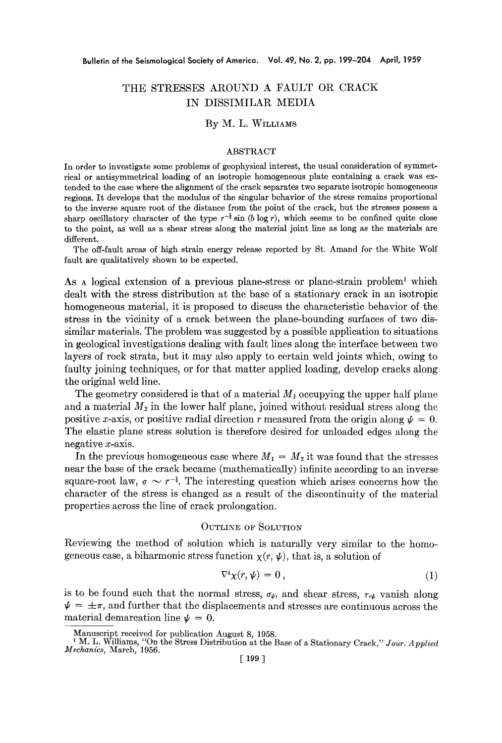# THE STRESSES AROUND A FAULT OR CRACK IN DISSIMILAR MEDIA

By M. L. Williams

## ABSTRACT

In order to investigate some problems of geophysical interest, the usual consideration of symmetrical or antisymmetrical loading of an isotropic homogeneous plate containing a crack was extended to the case where the alignment of the crack separates two separate isotropic homogeneous regions. It develops that the modulus of the singular behavior of the stress remains proportional to the inverse square root of the distance from the point of the crack, but the stresses possess a sharp oscillatory character of the type $r^{-\frac{1}{2}} \sin (b \log r)$, which seems to be confined quite close to the point, as well as a shear stress along the material joint line as long as the materials are different.

The off-fault areas of high strain energy release reported by St. Amand for the White Wolf fault are qualitatively shown to be expected.

As a logical extension of a previous plane-stress or plane-strain problem[1] which dealt with the stress distribution at the base of a stationary crack in an isotropic homogeneous material, it is proposed to discuss the characteristic behavior of the stress in the vicinity of a crack between the plane-bounding surfaces of two dissimilar materials. The problem was suggested by a possible application to situations in geological investigations dealing with fault lines along the interface between two layers of rock strata, but it may also apply to certain weld joints which, owing to faulty joining techniques, or for that matter applied loading, develop cracks along the original weld line.

The geometry considered is that of a material $M_1$ occupying the upper half plane and a material $M_2$ in the lower half plane, joined without residual stress along the positive $x$-axis, or positive radial direction $r$ measured from the origin along $\psi = 0$. The elastic plane stress solution is therefore desired for unloaded edges along the negative $x$-axis.

In the previous homogeneous case where $M_1 = M_2$ it was found that the stresses near the base of the crack became (mathematically) infinite according to an inverse square-root law, $\sigma \sim r^{-\frac{1}{2}}$. The interesting question which arises concerns how the character of the stress is changed as a result of the discontinuity of the material properties across the line of crack prolongation.

## Outline of Solution

Reviewing the method of solution which is naturally very similar to the homogeneous case, a biharmonic stress function $\chi(r, \psi)$, that is, a solution of

$$\nabla^4 \chi(r, \psi) = 0\,, \tag{1}$$

is to be found such that the normal stress, $\sigma_\psi$, and shear stress, $\tau_{r\psi}$ vanish along $\psi = \pm\pi$, and further that the displacements and stresses are continuous across the material demarcation line $\psi = 0$.

Manuscript received for publication August 8, 1958.

[1] M. L. Williams, "On the Stress Distribution at the Base of a Stationary Crack," *Jour. Applied Mechanics*, March, 1956.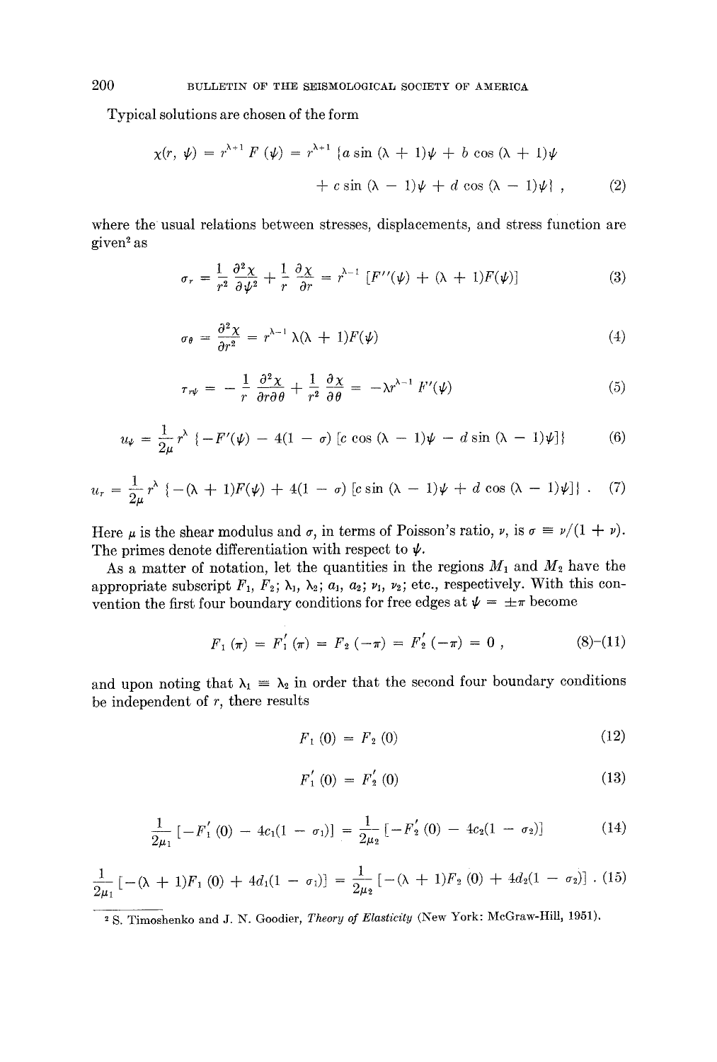Typical solutions are chosen of the form

$$\chi(r, \psi) = r^{\lambda+1} F(\psi) = r^{\lambda+1} \{a \sin(\lambda + 1)\psi + b \cos(\lambda + 1)\psi + c \sin(\lambda - 1)\psi + d \cos(\lambda - 1)\psi\}, \tag{2}$$

where the usual relations between stresses, displacements, and stress function are given[2] as

$$\sigma_r = \frac{1}{r^2} \frac{\partial^2 \chi}{\partial \psi^2} + \frac{1}{r} \frac{\partial \chi}{\partial r} = r^{\lambda-1} [F''(\psi) + (\lambda + 1)F(\psi)] \tag{3}$$

$$\sigma_\theta = \frac{\partial^2 \chi}{\partial r^2} = r^{\lambda-1} \lambda(\lambda + 1)F(\psi) \tag{4}$$

$$\tau_{r\psi} = -\frac{1}{r} \frac{\partial^2 \chi}{\partial r \partial \theta} + \frac{1}{r^2} \frac{\partial \chi}{\partial \theta} = -\lambda r^{\lambda-1} F'(\psi) \tag{5}$$

$$u_\psi = \frac{1}{2\mu} r^\lambda \{-F'(\psi) - 4(1 - \sigma) [c \cos(\lambda - 1)\psi - d \sin(\lambda - 1)\psi]\} \tag{6}$$

$$u_r = \frac{1}{2\mu} r^\lambda \{-(\lambda + 1)F(\psi) + 4(1 - \sigma) [c \sin(\lambda - 1)\psi + d \cos(\lambda - 1)\psi]\}. \tag{7}$$

Here $\mu$ is the shear modulus and $\sigma$, in terms of Poisson's ratio, $\nu$, is $\sigma \equiv \nu/(1 + \nu)$. The primes denote differentiation with respect to $\psi$.

As a matter of notation, let the quantities in the regions $M_1$ and $M_2$ have the appropriate subscript $F_1$, $F_2$; $\lambda_1$, $\lambda_2$; $a_1$, $a_2$; $\nu_1$, $\nu_2$; etc., respectively. With this convention the first four boundary conditions for free edges at $\psi = \pm\pi$ become

$$F_1(\pi) = F_1'(\pi) = F_2(-\pi) = F_2'(-\pi) = 0, \tag{8)-(11}$$

and upon noting that $\lambda_1 \equiv \lambda_2$ in order that the second four boundary conditions be independent of $r$, there results

$$F_1(0) = F_2(0) \tag{12}$$

$$F_1'(0) = F_2'(0) \tag{13}$$

$$\frac{1}{2\mu_1} [-F_1'(0) - 4c_1(1 - \sigma_1)] = \frac{1}{2\mu_2} [-F_2'(0) - 4c_2(1 - \sigma_2)] \tag{14}$$

$$\frac{1}{2\mu_1} [-(\lambda + 1)F_1(0) + 4d_1(1 - \sigma_1)] = \frac{1}{2\mu_2} [-(\lambda + 1)F_2(0) + 4d_2(1 - \sigma_2)]. \tag{15}$$

---

[2] S. Timoshenko and J. N. Goodier, *Theory of Elasticity* (New York: McGraw-Hill, 1951).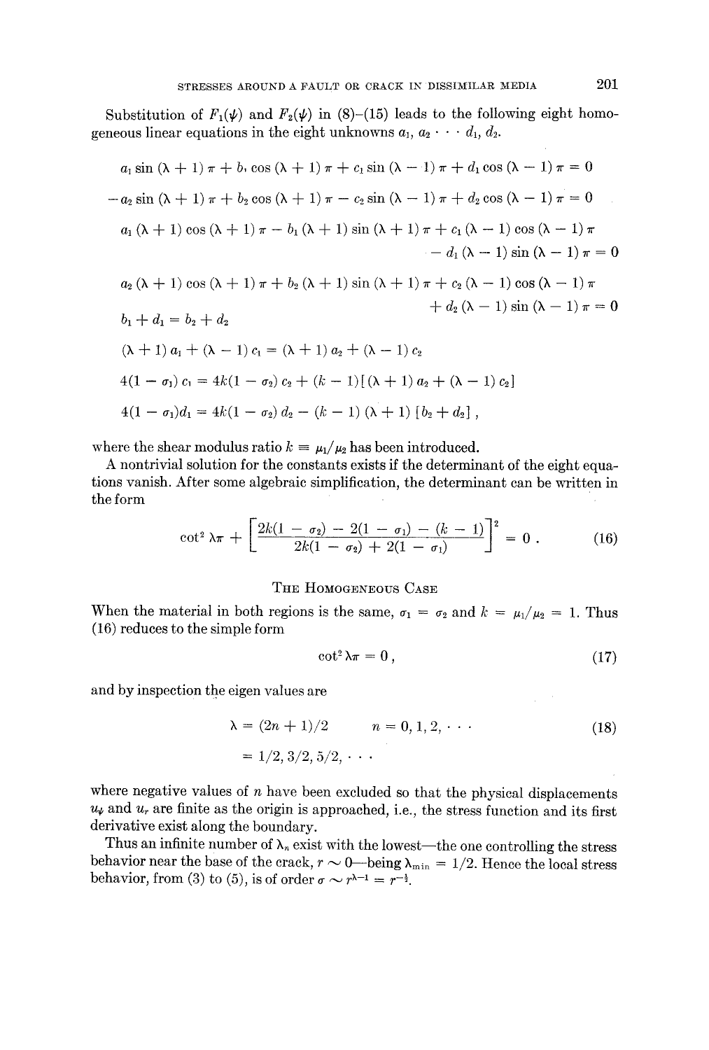Substitution of $F_1(\psi)$ and $F_2(\psi)$ in (8)–(15) leads to the following eight homogeneous linear equations in the eight unknowns $a_1, a_2 \cdots d_1, d_2$.

$$a_1 \sin(\lambda + 1)\pi + b_1 \cos(\lambda + 1)\pi + c_1 \sin(\lambda - 1)\pi + d_1 \cos(\lambda - 1)\pi = 0$$

$$-a_2 \sin(\lambda + 1)\pi + b_2 \cos(\lambda + 1)\pi - c_2 \sin(\lambda - 1)\pi + d_2 \cos(\lambda - 1)\pi = 0$$

$$a_1(\lambda + 1)\cos(\lambda + 1)\pi - b_1(\lambda + 1)\sin(\lambda + 1)\pi + c_1(\lambda - 1)\cos(\lambda - 1)\pi - d_1(\lambda - 1)\sin(\lambda - 1)\pi = 0$$

$$a_2(\lambda + 1)\cos(\lambda + 1)\pi + b_2(\lambda + 1)\sin(\lambda + 1)\pi + c_2(\lambda - 1)\cos(\lambda - 1)\pi + d_2(\lambda - 1)\sin(\lambda - 1)\pi = 0$$

$$b_1 + d_1 = b_2 + d_2$$

$$(\lambda + 1)a_1 + (\lambda - 1)c_1 = (\lambda + 1)a_2 + (\lambda - 1)c_2$$

$$4(1 - \sigma_1)c_1 = 4k(1 - \sigma_2)c_2 + (k - 1)[(\lambda + 1)a_2 + (\lambda - 1)c_2]$$

$$4(1 - \sigma_1)d_1 = 4k(1 - \sigma_2)d_2 - (k - 1)(\lambda + 1)[b_2 + d_2],$$

where the shear modulus ratio $k \equiv \mu_1/\mu_2$ has been introduced.

A nontrivial solution for the constants exists if the determinant of the eight equations vanish. After some algebraic simplification, the determinant can be written in the form

$$\cot^2 \lambda\pi + \left[\frac{2k(1 - \sigma_2) - 2(1 - \sigma_1) - (k - 1)}{2k(1 - \sigma_2) + 2(1 - \sigma_1)}\right]^2 = 0. \tag{16}$$

## The Homogeneous Case

When the material in both regions is the same, $\sigma_1 = \sigma_2$ and $k = \mu_1/\mu_2 = 1$. Thus (16) reduces to the simple form

$$\cot^2 \lambda\pi = 0, \tag{17}$$

and by inspection the eigen values are

$$\lambda = (2n + 1)/2 \qquad n = 0, 1, 2, \cdots \tag{18}$$

$$= 1/2, 3/2, 5/2, \cdots$$

where negative values of $n$ have been excluded so that the physical displacements $u_\psi$ and $u_r$ are finite as the origin is approached, i.e., the stress function and its first derivative exist along the boundary.

Thus an infinite number of $\lambda_n$ exist with the lowest—the one controlling the stress behavior near the base of the crack, $r \sim 0$—being $\lambda_{\min} = 1/2$. Hence the local stress behavior, from (3) to (5), is of order $\sigma \sim r^{\lambda - 1} = r^{-\frac{1}{2}}$.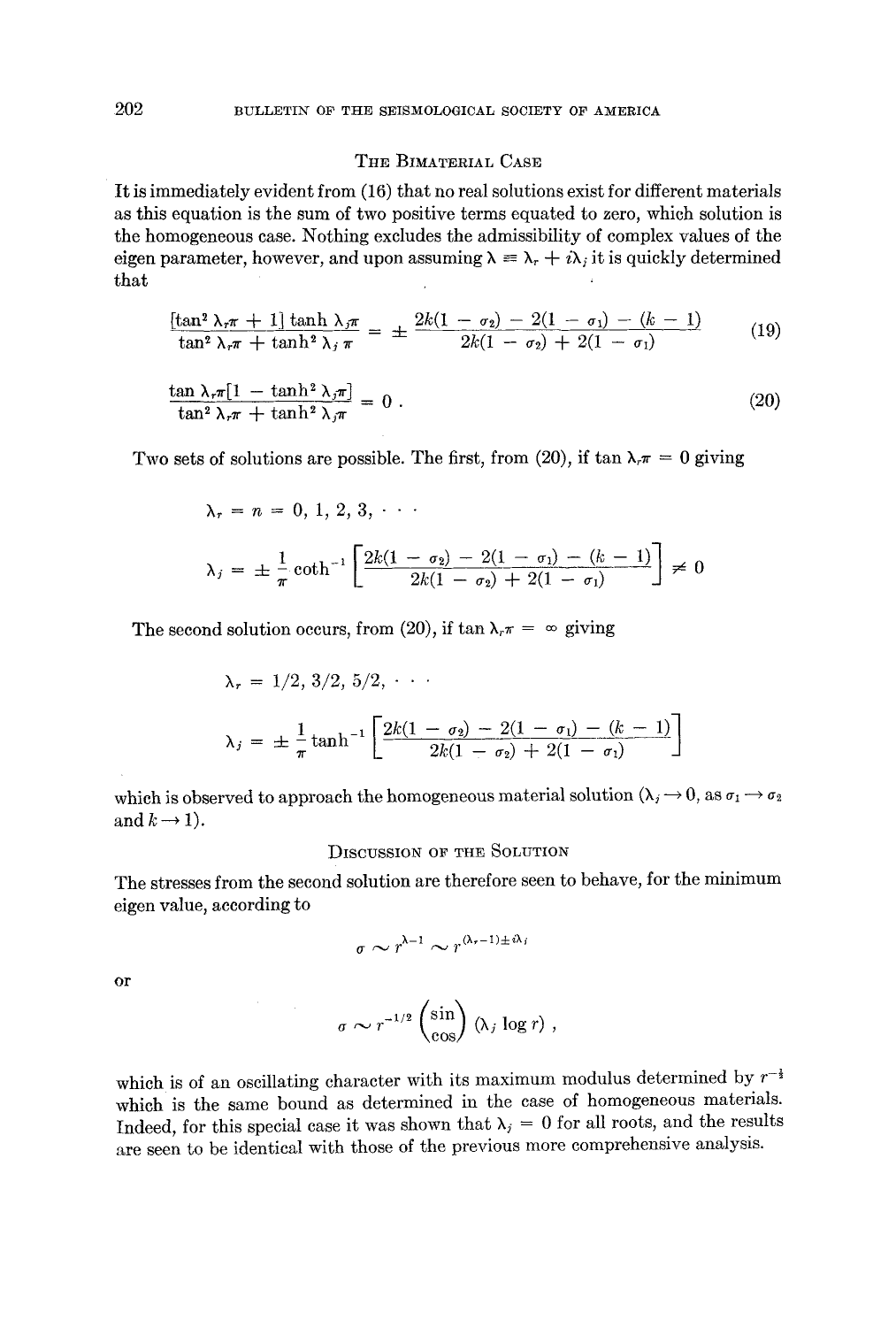## The Bimaterial Case

It is immediately evident from (16) that no real solutions exist for different materials as this equation is the sum of two positive terms equated to zero, which solution is the homogeneous case. Nothing excludes the admissibility of complex values of the eigen parameter, however, and upon assuming $\lambda \equiv \lambda_r + i\lambda_j$ it is quickly determined that

$$\frac{[\tan^2 \lambda_r \pi + 1] \tanh \lambda_j \pi}{\tan^2 \lambda_r \pi + \tanh^2 \lambda_j \pi} = \pm \frac{2k(1 - \sigma_2) - 2(1 - \sigma_1) - (k - 1)}{2k(1 - \sigma_2) + 2(1 - \sigma_1)} \tag{19}$$

$$\frac{\tan \lambda_r \pi [1 - \tanh^2 \lambda_j \pi]}{\tan^2 \lambda_r \pi + \tanh^2 \lambda_j \pi} = 0 . \tag{20}$$

Two sets of solutions are possible. The first, from (20), if $\tan \lambda_r \pi = 0$ giving

$$\lambda_r = n = 0, 1, 2, 3, \cdots$$

$$\lambda_j = \pm \frac{1}{\pi} \coth^{-1} \left[ \frac{2k(1 - \sigma_2) - 2(1 - \sigma_1) - (k - 1)}{2k(1 - \sigma_2) + 2(1 - \sigma_1)} \right] \neq 0$$

The second solution occurs, from (20), if $\tan \lambda_r \pi = \infty$ giving

$$\lambda_r = 1/2, 3/2, 5/2, \cdots$$

$$\lambda_j = \pm \frac{1}{\pi} \tanh^{-1} \left[ \frac{2k(1 - \sigma_2) - 2(1 - \sigma_1) - (k - 1)}{2k(1 - \sigma_2) + 2(1 - \sigma_1)} \right]$$

which is observed to approach the homogeneous material solution ($\lambda_j \to 0$, as $\sigma_1 \to \sigma_2$ and $k \to 1$).

## Discussion of the Solution

The stresses from the second solution are therefore seen to behave, for the minimum eigen value, according to

$$\sigma \sim r^{\lambda - 1} \sim r^{(\lambda_r - 1) \pm i\lambda_j}$$

or

$$\sigma \sim r^{-1/2} \begin{pmatrix} \sin \\ \cos \end{pmatrix} (\lambda_j \log r) ,$$

which is of an oscillating character with its maximum modulus determined by $r^{-\frac{1}{2}}$ which is the same bound as determined in the case of homogeneous materials. Indeed, for this special case it was shown that $\lambda_j = 0$ for all roots, and the results are seen to be identical with those of the previous more comprehensive analysis.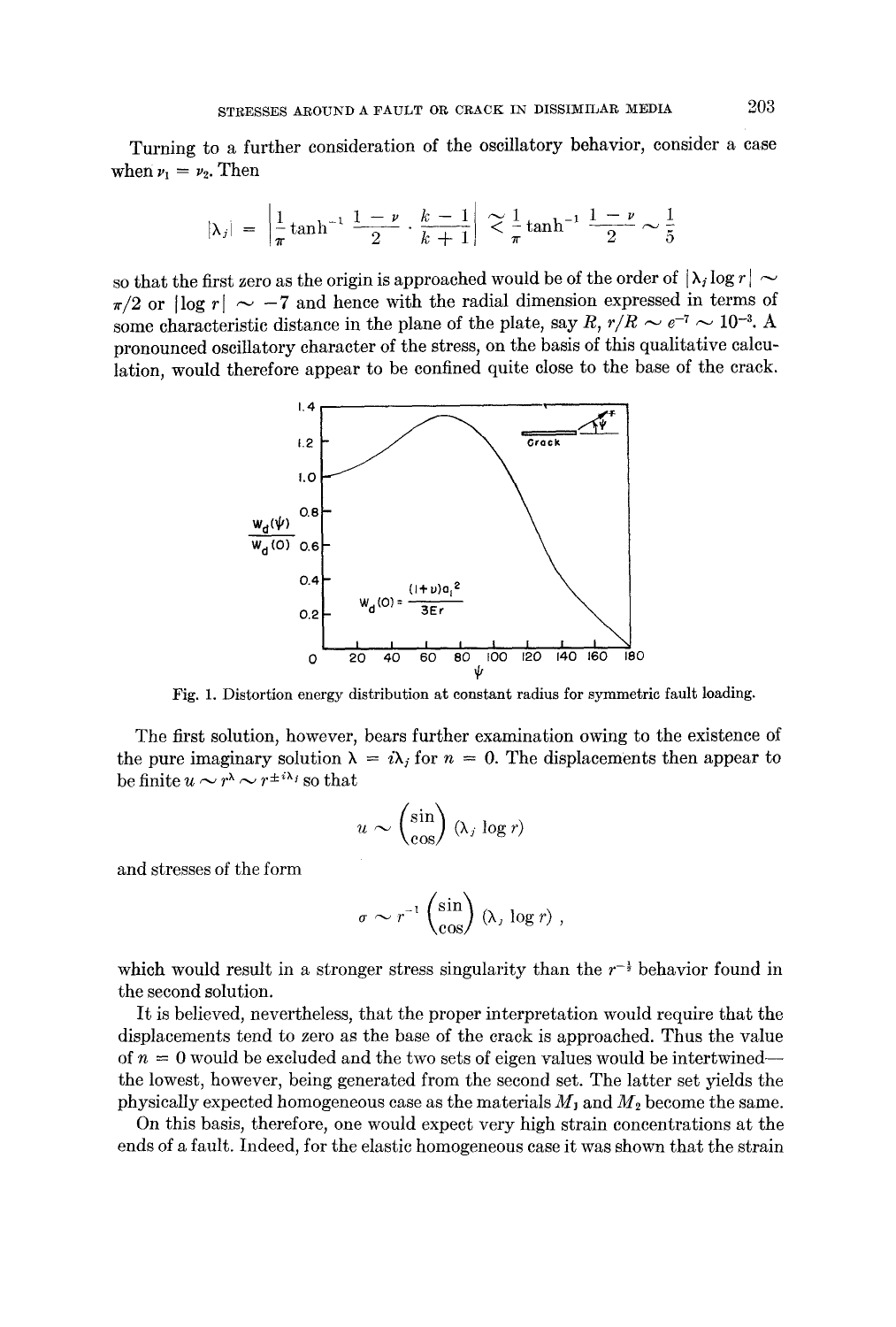Turning to a further consideration of the oscillatory behavior, consider a case when $\nu_1 = \nu_2$. Then

$$|\lambda_j| = \left|\frac{1}{\pi}\tanh^{-1}\frac{1-\nu}{2}\cdot\frac{k-1}{k+1}\right| \lesssim \frac{1}{\pi}\tanh^{-1}\frac{1-\nu}{2} \sim \frac{1}{5}$$

so that the first zero as the origin is approached would be of the order of $|\lambda_j \log r| \sim \pi/2$ or $|\log r| \sim -7$ and hence with the radial dimension expressed in terms of some characteristic distance in the plane of the plate, say $R$, $r/R \sim e^{-7} \sim 10^{-3}$. A pronounced oscillatory character of the stress, on the basis of this qualitative calculation, would therefore appear to be confined quite close to the base of the crack.

Fig. 1. Distortion energy distribution at constant radius for symmetric fault loading.

The first solution, however, bears further examination owing to the existence of the pure imaginary solution $\lambda = i\lambda_j$ for $n = 0$. The displacements then appear to be finite $u \sim r^{\lambda} \sim r^{\pm i\lambda_j}$ so that

$$u \sim \begin{pmatrix}\sin\\ \cos\end{pmatrix}(\lambda_j \log r)$$

and stresses of the form

$$\sigma \sim r^{-1}\begin{pmatrix}\sin\\ \cos\end{pmatrix}(\lambda_j \log r),$$

which would result in a stronger stress singularity than the $r^{-\frac{1}{2}}$ behavior found in the second solution.

It is believed, nevertheless, that the proper interpretation would require that the displacements tend to zero as the base of the crack is approached. Thus the value of $n = 0$ would be excluded and the two sets of eigen values would be intertwined—the lowest, however, being generated from the second set. The latter set yields the physically expected homogeneous case as the materials $M_1$ and $M_2$ become the same.

On this basis, therefore, one would expect very high strain concentrations at the ends of a fault. Indeed, for the elastic homogeneous case it was shown that the strain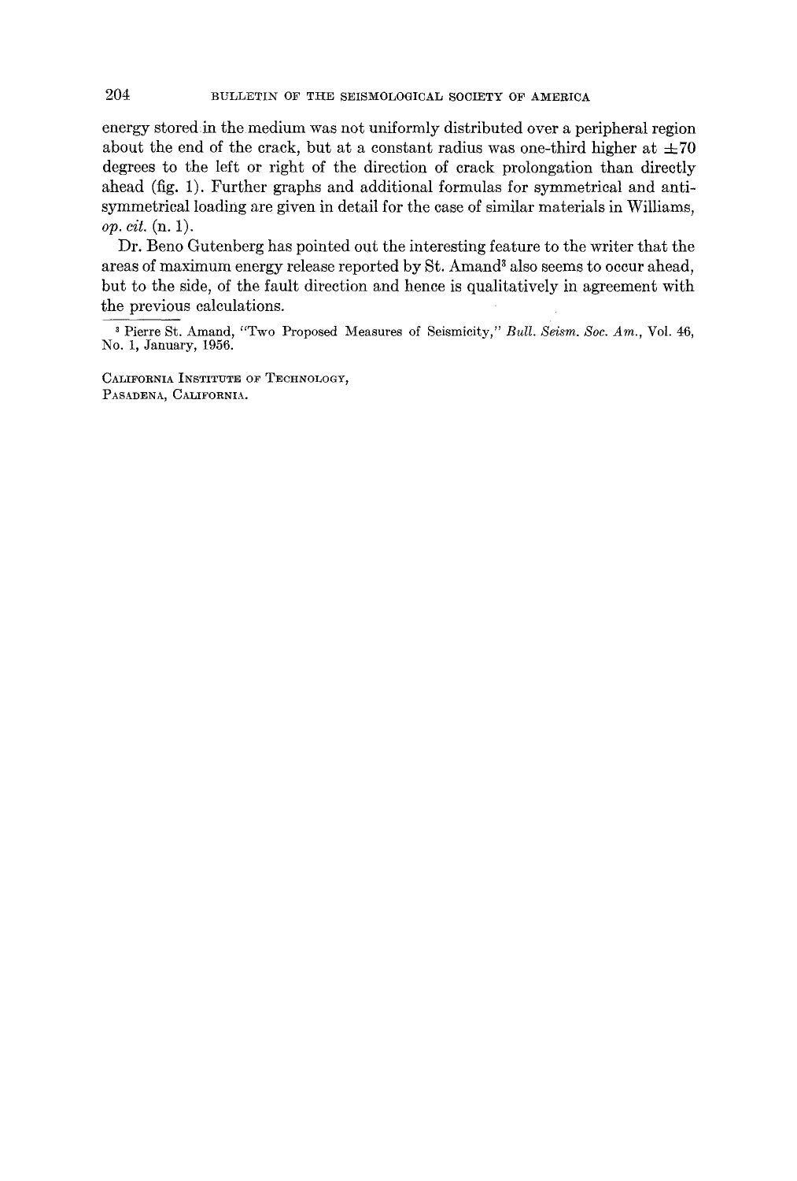energy stored in the medium was not uniformly distributed over a peripheral region about the end of the crack, but at a constant radius was one-third higher at $\pm 70$ degrees to the left or right of the direction of crack prolongation than directly ahead (fig. 1). Further graphs and additional formulas for symmetrical and anti-symmetrical loading are given in detail for the case of similar materials in Williams, *op. cit.* (n. 1).

Dr. Beno Gutenberg has pointed out the interesting feature to the writer that the areas of maximum energy release reported by St. Amand[3] also seems to occur ahead, but to the side, of the fault direction and hence is qualitatively in agreement with the previous calculations.

[3] Pierre St. Amand, "Two Proposed Measures of Seismicity," *Bull. Seism. Soc. Am.*, Vol. 46, No. 1, January, 1956.

California Institute of Technology,
Pasadena, California.